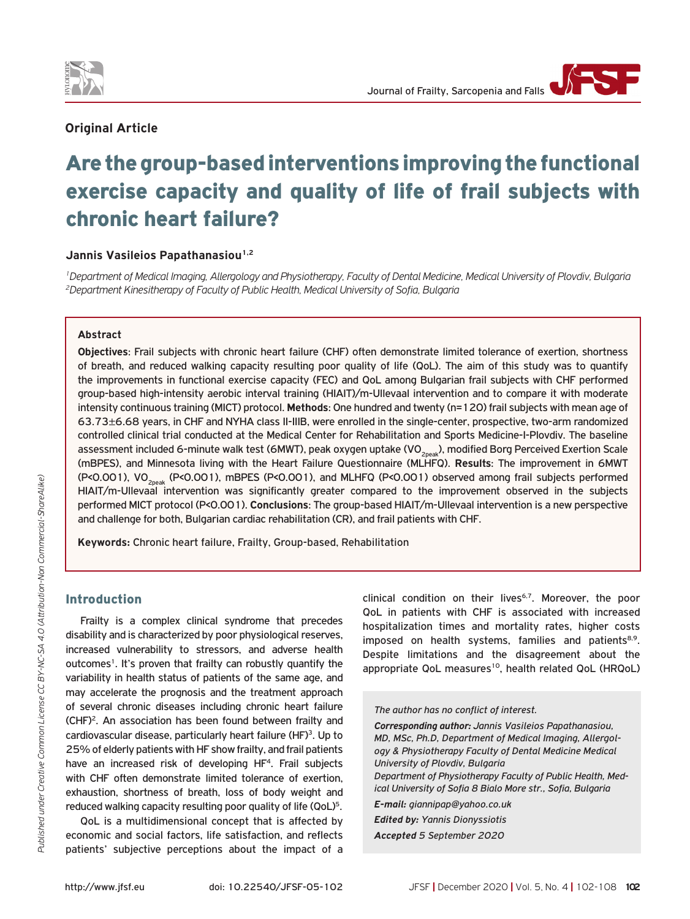**Original Article**

# Are the group-based interventions improving the functional exercise capacity and quality of life of frail subjects with chronic heart failure?

**Jannis Vasileios Papathanasiou**[1,2]

*[1]Department of Medical Imaging, Allergology and Physiotherapy, Faculty of Dental Medicine, Medical University of Plovdiv, Bulgaria*
*[2]Department Kinesitherapy of Faculty of Public Health, Medical University of Sofia, Bulgaria*

## Abstract

**Objectives**: Frail subjects with chronic heart failure (CHF) often demonstrate limited tolerance of exertion, shortness of breath, and reduced walking capacity resulting poor quality of life (QoL). The aim of this study was to quantify the improvements in functional exercise capacity (FEC) and QoL among Bulgarian frail subjects with CHF performed group-based high-intensity aerobic interval training (HIAIT)/m-Ullevaal intervention and to compare it with moderate intensity continuous training (MICT) protocol. **Methods**: One hundred and twenty (n=120) frail subjects with mean age of 63.73±6.68 years, in CHF and NYHA class II-IIIB, were enrolled in the single-center, prospective, two-arm randomized controlled clinical trial conducted at the Medical Center for Rehabilitation and Sports Medicine-I-Plovdiv. The baseline assessment included 6-minute walk test (6MWT), peak oxygen uptake ($VO_{2peak}$), modified Borg Perceived Exertion Scale (mBPES), and Minnesota living with the Heart Failure Questionnaire (MLHFQ). **Results**: The improvement in 6MWT ($P<0.001$), $VO_{2peak}$ ($P<0.001$), mBPES ($P<0.001$), and MLHFQ ($P<0.001$) observed among frail subjects performed HIAIT/m-Ullevaal intervention was significantly greater compared to the improvement observed in the subjects performed MICT protocol ($P<0.001$). **Conclusions**: The group-based HIAIT/m-Ullevaal intervention is a new perspective and challenge for both, Bulgarian cardiac rehabilitation (CR), and frail patients with CHF.

**Keywords:** Chronic heart failure, Frailty, Group-based, Rehabilitation

## Introduction

Frailty is a complex clinical syndrome that precedes disability and is characterized by poor physiological reserves, increased vulnerability to stressors, and adverse health outcomes[1]. It's proven that frailty can robustly quantify the variability in health status of patients of the same age, and may accelerate the prognosis and the treatment approach of several chronic diseases including chronic heart failure (CHF)[2]. An association has been found between frailty and cardiovascular disease, particularly heart failure (HF)[3]. Up to 25% of elderly patients with HF show frailty, and frail patients have an increased risk of developing HF[4]. Frail subjects with CHF often demonstrate limited tolerance of exertion, exhaustion, shortness of breath, loss of body weight and reduced walking capacity resulting poor quality of life (QoL)[5].

QoL is a multidimensional concept that is affected by economic and social factors, life satisfaction, and reflects patients' subjective perceptions about the impact of a clinical condition on their lives[6,7]. Moreover, the poor QoL in patients with CHF is associated with increased hospitalization times and mortality rates, higher costs imposed on health systems, families and patients[8,9]. Despite limitations and the disagreement about the appropriate QoL measures[10], health related QoL (HRQoL)

*The author has no conflict of interest.*

***Corresponding author:** Jannis Vasileios Papathanasiou, MD, MSc, Ph.D, Department of Medical Imaging, Allergology & Physiotherapy Faculty of Dental Medicine Medical University of Plovdiv, Bulgaria*
*Department of Physiotherapy Faculty of Public Health, Medical University of Sofia 8 Bialo More str., Sofia, Bulgaria*

***E-mail:** giannipap@yahoo.co.uk*

***Edited by:** Yannis Dionyssiotis*

***Accepted** 5 September 2020*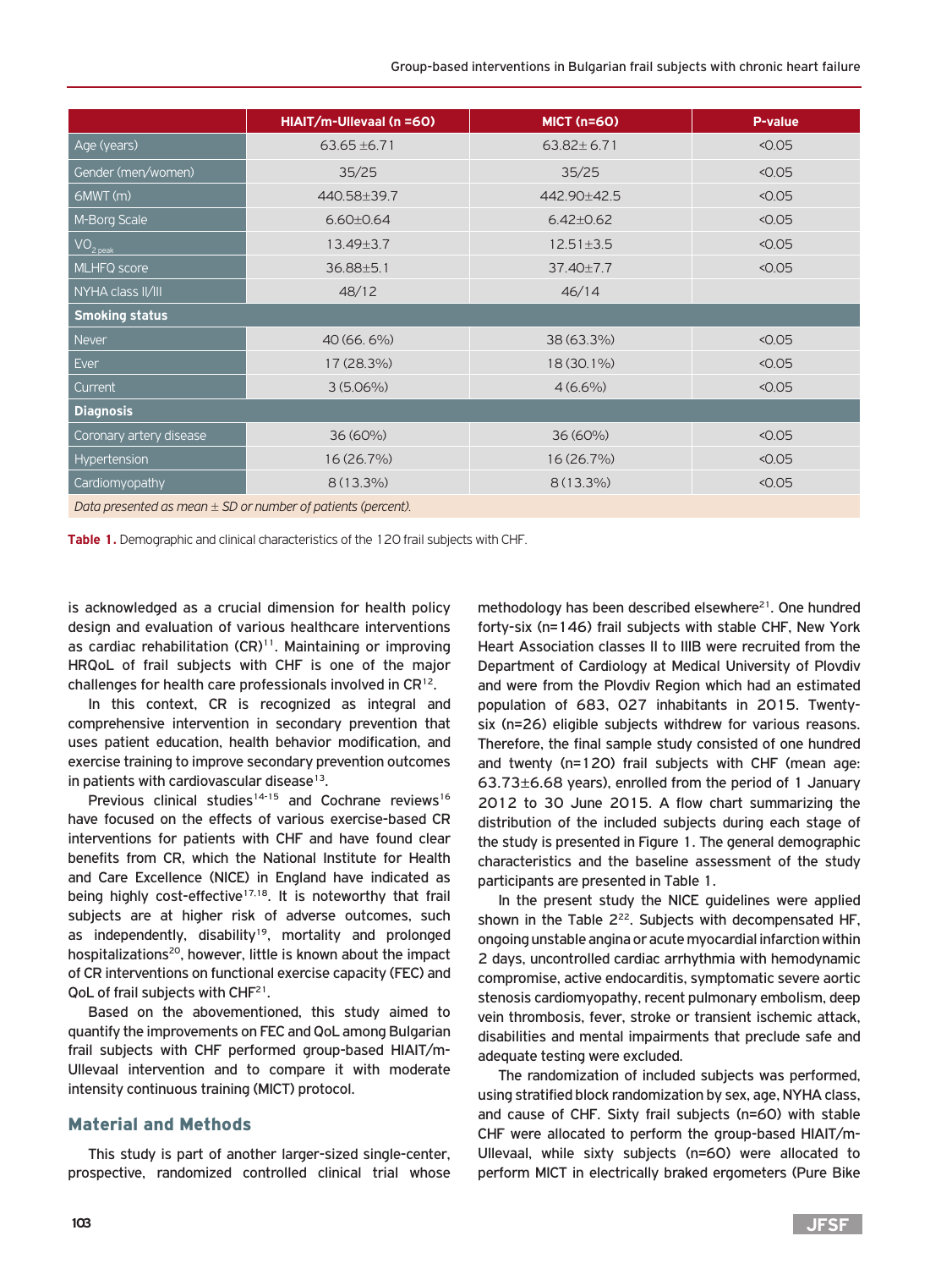|  | HIAIT/m-Ullevaal (n =60) | MICT (n=60) | P-value |
|---|---|---|---|
| Age (years) | 63.65 ±6.71 | 63.82± 6.71 | <0.05 |
| Gender (men/women) | 35/25 | 35/25 | <0.05 |
| 6MWT (m) | 440.58±39.7 | 442.90±42.5 | <0.05 |
| M-Borg Scale | 6.60±0.64 | 6.42±0.62 | <0.05 |
| $VO_{2\,peak}$ | 13.49±3.7 | 12.51±3.5 | <0.05 |
| MLHFQ score | 36.88±5.1 | 37.40±7.7 | <0.05 |
| NYHA class II/III | 48/12 | 46/14 |  |
| **Smoking status** |  |  |  |
| Never | 40 (66. 6%) | 38 (63.3%) | <0.05 |
| Ever | 17 (28.3%) | 18 (30.1%) | <0.05 |
| Current | 3 (5.06%) | 4 (6.6%) | <0.05 |
| **Diagnosis** |  |  |  |
| Coronary artery disease | 36 (60%) | 36 (60%) | <0.05 |
| Hypertension | 16 (26.7%) | 16 (26.7%) | <0.05 |
| Cardiomyopathy | 8 (13.3%) | 8 (13.3%) | <0.05 |

*Data presented as mean ± SD or number of patients (percent).*

**Table 1.** Demographic and clinical characteristics of the 120 frail subjects with CHF.

is acknowledged as a crucial dimension for health policy design and evaluation of various healthcare interventions as cardiac rehabilitation (CR)[11]. Maintaining or improving HRQoL of frail subjects with CHF is one of the major challenges for health care professionals involved in CR[12].

In this context, CR is recognized as integral and comprehensive intervention in secondary prevention that uses patient education, health behavior modification, and exercise training to improve secondary prevention outcomes in patients with cardiovascular disease[13].

Previous clinical studies[14-15] and Cochrane reviews[16] have focused on the effects of various exercise-based CR interventions for patients with CHF and have found clear benefits from CR, which the National Institute for Health and Care Excellence (NICE) in England have indicated as being highly cost-effective[17,18]. It is noteworthy that frail subjects are at higher risk of adverse outcomes, such as independently, disability[19], mortality and prolonged hospitalizations[20], however, little is known about the impact of CR interventions on functional exercise capacity (FEC) and QoL of frail subjects with CHF[21].

Based on the abovementioned, this study aimed to quantify the improvements on FEC and QoL among Bulgarian frail subjects with CHF performed group-based HIAIT/m-Ullevaal intervention and to compare it with moderate intensity continuous training (MICT) protocol.

## Material and Methods

This study is part of another larger-sized single-center, prospective, randomized controlled clinical trial whose methodology has been described elsewhere[21]. One hundred forty-six (n=146) frail subjects with stable CHF, New York Heart Association classes II to IIIB were recruited from the Department of Cardiology at Medical University of Plovdiv and were from the Plovdiv Region which had an estimated population of 683, 027 inhabitants in 2015. Twenty-six (n=26) eligible subjects withdrew for various reasons. Therefore, the final sample study consisted of one hundred and twenty (n=120) frail subjects with CHF (mean age: 63.73±6.68 years), enrolled from the period of 1 January 2012 to 30 June 2015. A flow chart summarizing the distribution of the included subjects during each stage of the study is presented in Figure 1. The general demographic characteristics and the baseline assessment of the study participants are presented in Table 1.

In the present study the NICE guidelines were applied shown in the Table 2[22]. Subjects with decompensated HF, ongoing unstable angina or acute myocardial infarction within 2 days, uncontrolled cardiac arrhythmia with hemodynamic compromise, active endocarditis, symptomatic severe aortic stenosis cardiomyopathy, recent pulmonary embolism, deep vein thrombosis, fever, stroke or transient ischemic attack, disabilities and mental impairments that preclude safe and adequate testing were excluded.

The randomization of included subjects was performed, using stratified block randomization by sex, age, NYHA class, and cause of CHF. Sixty frail subjects (n=60) with stable CHF were allocated to perform the group-based HIAIT/m-Ullevaal, while sixty subjects (n=60) were allocated to perform MICT in electrically braked ergometers (Pure Bike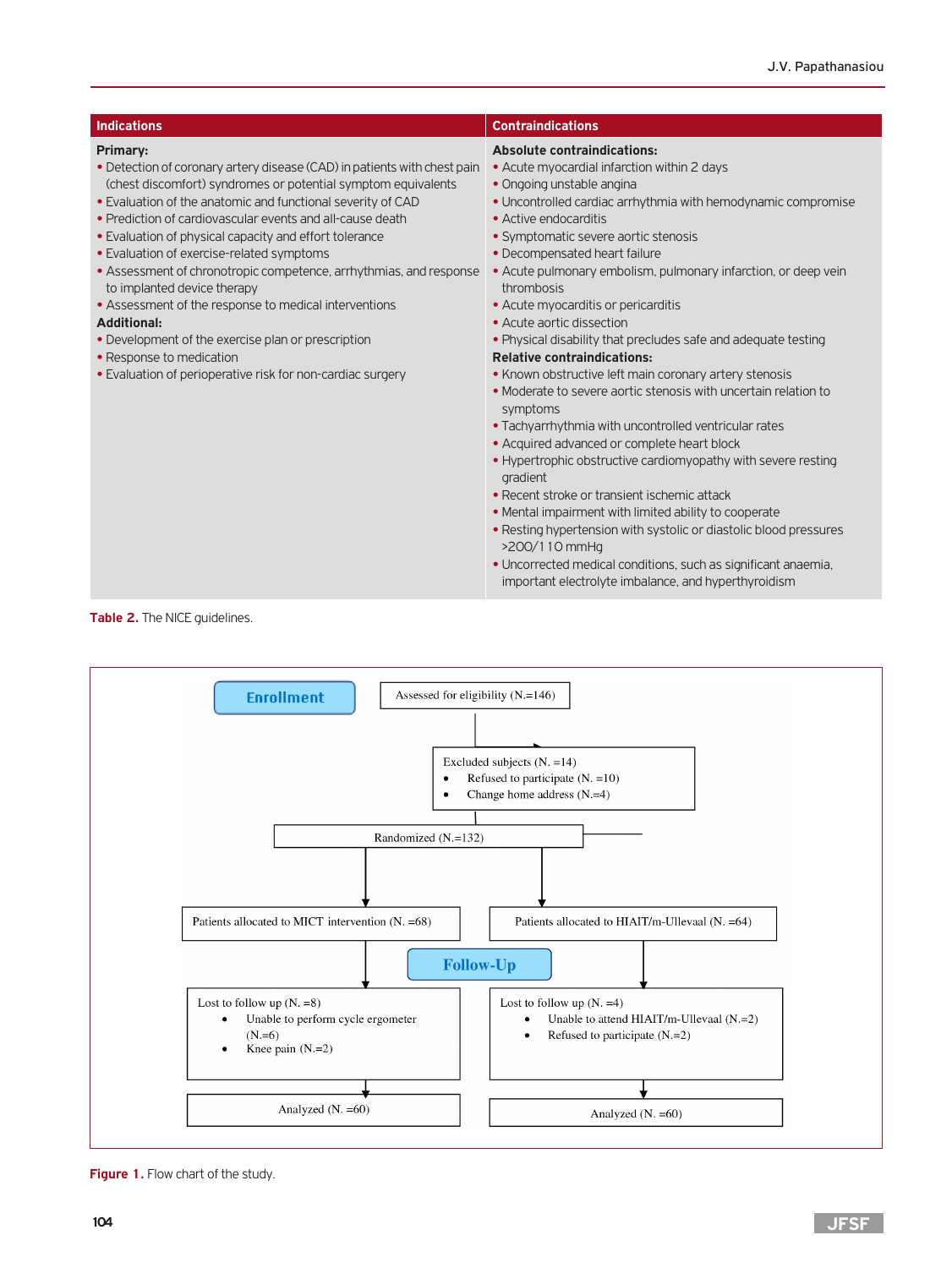| Indications | Contraindications |
|---|---|
| **Primary:**<br>• Detection of coronary artery disease (CAD) in patients with chest pain (chest discomfort) syndromes or potential symptom equivalents<br>• Evaluation of the anatomic and functional severity of CAD<br>• Prediction of cardiovascular events and all-cause death<br>• Evaluation of physical capacity and effort tolerance<br>• Evaluation of exercise-related symptoms<br>• Assessment of chronotropic competence, arrhythmias, and response to implanted device therapy<br>• Assessment of the response to medical interventions<br>**Additional:**<br>• Development of the exercise plan or prescription<br>• Response to medication<br>• Evaluation of perioperative risk for non-cardiac surgery | **Absolute contraindications:**<br>• Acute myocardial infarction within 2 days<br>• Ongoing unstable angina<br>• Uncontrolled cardiac arrhythmia with hemodynamic compromise<br>• Active endocarditis<br>• Symptomatic severe aortic stenosis<br>• Decompensated heart failure<br>• Acute pulmonary embolism, pulmonary infarction, or deep vein thrombosis<br>• Acute myocarditis or pericarditis<br>• Acute aortic dissection<br>• Physical disability that precludes safe and adequate testing<br>**Relative contraindications:**<br>• Known obstructive left main coronary artery stenosis<br>• Moderate to severe aortic stenosis with uncertain relation to symptoms<br>• Tachyarrhythmia with uncontrolled ventricular rates<br>• Acquired advanced or complete heart block<br>• Hypertrophic obstructive cardiomyopathy with severe resting gradient<br>• Recent stroke or transient ischemic attack<br>• Mental impairment with limited ability to cooperate<br>• Resting hypertension with systolic or diastolic blood pressures >200/110 mmHg<br>• Uncorrected medical conditions, such as significant anaemia, important electrolyte imbalance, and hyperthyroidism |

**Table 2.** The NICE guidelines.

**Enrollment**

Assessed for eligibility (N.=146)

Excluded subjects (N. =14)
- Refused to participate (N. =10)
- Change home address (N.=4)

Randomized (N.=132)

Patients allocated to MICT intervention (N. =68)

Patients allocated to HIAIT/m-Ullevaal (N. =64)

**Follow-Up**

Lost to follow up (N. =8)
- Unable to perform cycle ergometer (N.=6)
- Knee pain (N.=2)

Lost to follow up (N. =4)
- Unable to attend HIAIT/m-Ullevaal (N.=2)
- Refused to participate (N.=2)

Analyzed (N. =60)

Analyzed (N. =60)

**Figure 1.** Flow chart of the study.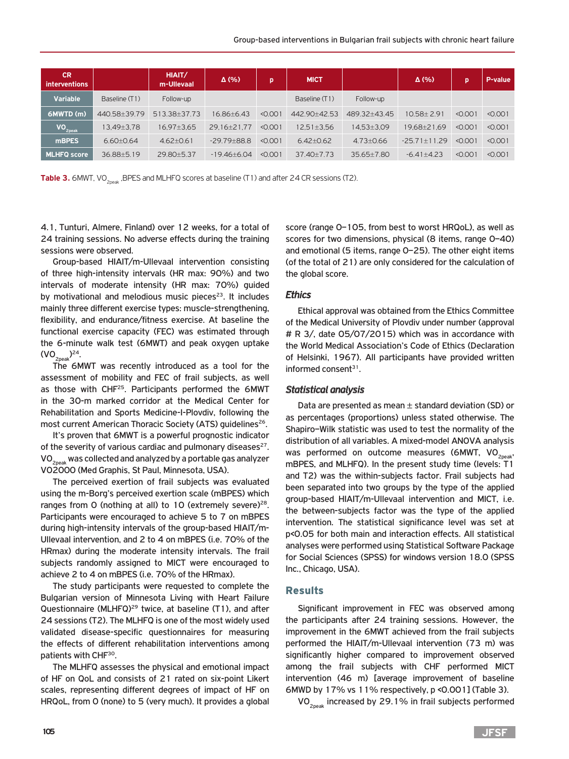| CR interventions | | HIAIT/ m-Ullevaal | Δ (%) | p | MICT | | Δ (%) | p | P-value |
|---|---|---|---|---|---|---|---|---|---|
| Variable | Baseline (T1) | Follow-up | | | Baseline (T1) | Follow-up | | | |
| 6MWTD (m) | 440.58±39.79 | 513.38±37.73 | 16.86±6.43 | <0.001 | 442.90±42.53 | 489.32±43.45 | 10.58± 2.91 | <0.001 | <0.001 |
| $VO_{2peak}$ | 13.49±3.78 | 16.97±3.65 | 29.16±21.77 | <0.001 | 12.51±3.56 | 14.53±3.09 | 19.68±21.69 | <0.001 | <0.001 |
| mBPES | 6.60±0.64 | 4.62±0.61 | -29.79±88.8 | <0.001 | 6.42±0.62 | 4.73±0.66 | -25.71±11.29 | <0.001 | <0.001 |
| MLHFQ score | 36.88±5.19 | 29.80±5.37 | -19.46±6.04 | <0.001 | 37.40±7.73 | 35.65±7.80 | -6.41±4.23 | <0.001 | <0.001 |

**Table 3.** 6MWT, $VO_{2peak}$ ,BPES and MLHFQ scores at baseline (T1) and after 24 CR sessions (T2).

4.1, Tunturi, Almere, Finland) over 12 weeks, for a total of 24 training sessions. No adverse effects during the training sessions were observed.

Group-based HIAIT/m-Ullevaal intervention consisting of three high-intensity intervals (HR max: 90%) and two intervals of moderate intensity (HR max: 70%) guided by motivational and melodious music pieces[23]. It includes mainly three different exercise types: muscle-strengthening, flexibility, and endurance/fitness exercise. At baseline the functional exercise capacity (FEC) was estimated through the 6-minute walk test (6MWT) and peak oxygen uptake ($VO_{2peak}$)[24].

The 6MWT was recently introduced as a tool for the assessment of mobility and FEC of frail subjects, as well as those with CHF[25]. Participants performed the 6MWT in the 30-m marked corridor at the Medical Center for Rehabilitation and Sports Medicine-I-Plovdiv, following the most current American Thoracic Society (ATS) guidelines[26].

It's proven that 6MWT is a powerful prognostic indicator of the severity of various cardiac and pulmonary diseases[27]. $VO_{2peak}$ was collected and analyzed by a portable gas analyzer VO2000 (Med Graphis, St Paul, Minnesota, USA).

The perceived exertion of frail subjects was evaluated using the m-Borg's perceived exertion scale (mBPES) which ranges from 0 (nothing at all) to 10 (extremely severe)[28]. Participants were encouraged to achieve 5 to 7 on mBPES during high-intensity intervals of the group-based HIAIT/m-Ullevaal intervention, and 2 to 4 on mBPES (i.e. 70% of the HRmax) during the moderate intensity intervals. The frail subjects randomly assigned to MICT were encouraged to achieve 2 to 4 on mBPES (i.e. 70% of the HRmax).

The study participants were requested to complete the Bulgarian version of Minnesota Living with Heart Failure Questionnaire (MLHFQ)[29] twice, at baseline (T1), and after 24 sessions (T2). The MLHFQ is one of the most widely used validated disease-specific questionnaires for measuring the effects of different rehabilitation interventions among patients with CHF[30].

The MLHFQ assesses the physical and emotional impact of HF on QoL and consists of 21 rated on six-point Likert scales, representing different degrees of impact of HF on HRQoL, from 0 (none) to 5 (very much). It provides a global score (range 0–105, from best to worst HRQoL), as well as scores for two dimensions, physical (8 items, range 0–40) and emotional (5 items, range 0–25). The other eight items (of the total of 21) are only considered for the calculation of the global score.

### *Ethics*

Ethical approval was obtained from the Ethics Committee of the Medical University of Plovdiv under number (approval # R 3/, date 05/07/2015) which was in accordance with the World Medical Association's Code of Ethics (Declaration of Helsinki, 1967). All participants have provided written informed consent[31].

### *Statistical analysis*

Data are presented as mean ± standard deviation (SD) or as percentages (proportions) unless stated otherwise. The Shapiro–Wilk statistic was used to test the normality of the distribution of all variables. A mixed-model ANOVA analysis was performed on outcome measures (6MWT, $VO_{2peak}$, mBPES, and MLHFQ). In the present study time (levels: T1 and T2) was the within-subjects factor. Frail subjects had been separated into two groups by the type of the applied group-based HIAIT/m-Ullevaal intervention and MICT, i.e. the between-subjects factor was the type of the applied intervention. The statistical significance level was set at $p<0.05$ for both main and interaction effects. All statistical analyses were performed using Statistical Software Package for Social Sciences (SPSS) for windows version 18.0 (SPSS Inc., Chicago, USA).

## Results

Significant improvement in FEC was observed among the participants after 24 training sessions. However, the improvement in the 6MWT achieved from the frail subjects performed the HIAIT/m-Ullevaal intervention (73 m) was significantly higher compared to improvement observed among the frail subjects with CHF performed MICT intervention (46 m) [average improvement of baseline 6MWD by 17% vs 11% respectively, $p<0.001$] (Table 3).

$VO_{2peak}$ increased by 29.1% in frail subjects performed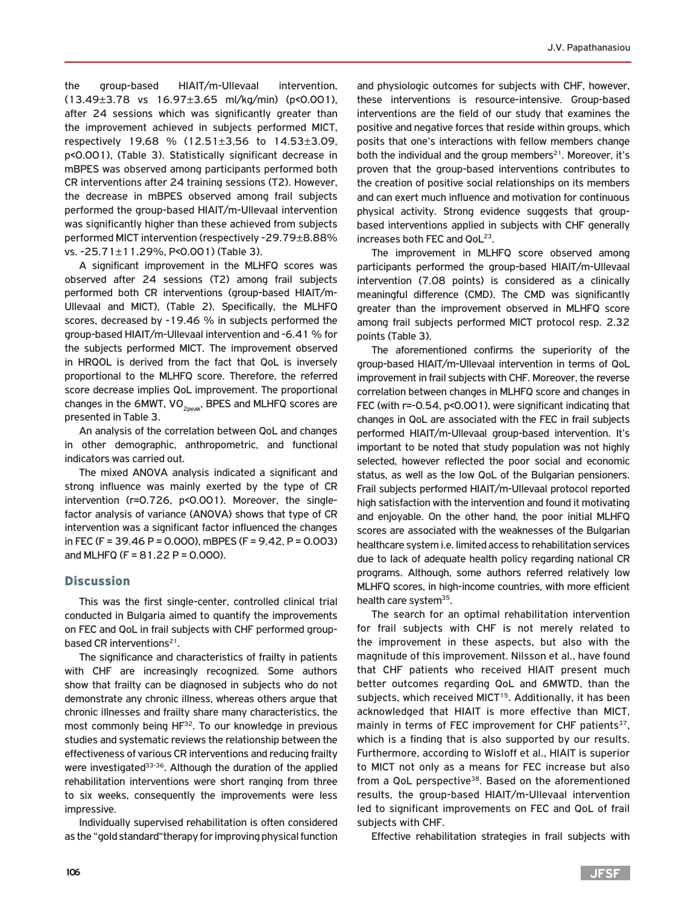the group-based HIAIT/m-Ullevaal intervention, (13.49±3.78 vs 16.97±3.65 ml/kg/min) (p<0.001), after 24 sessions which was significantly greater than the improvement achieved in subjects performed MICT, respectively 19,68 % (12.51±3,56 to 14.53±3.09, p<0.001), (Table 3). Statistically significant decrease in mBPES was observed among participants performed both CR interventions after 24 training sessions (T2). However, the decrease in mBPES observed among frail subjects performed the group-based HIAIT/m-Ullevaal intervention was significantly higher than these achieved from subjects performed MICT intervention (respectively -29.79±8.88% vs. -25.71±11.29%, P<0.001) (Table 3).

A significant improvement in the MLHFQ scores was observed after 24 sessions (T2) among frail subjects performed both CR interventions (group-based HIAIT/m-Ullevaal and MICT), (Table 2). Specifically, the MLHFQ scores, decreased by -19.46 % in subjects performed the group-based HIAIT/m-Ullevaal intervention and -6.41 % for the subjects performed MICT. The improvement observed in HRQOL is derived from the fact that QoL is inversely proportional to the MLHFQ score. Therefore, the referred score decrease implies QoL improvement. The proportional changes in the 6MWT, $VO_{2peak}$, BPES and MLHFQ scores are presented in Table 3.

An analysis of the correlation between QoL and changes in other demographic, anthropometric, and functional indicators was carried out.

The mixed ANOVA analysis indicated a significant and strong influence was mainly exerted by the type of CR intervention (r=0.726, p<0.001). Moreover, the single-factor analysis of variance (ANOVA) shows that type of CR intervention was a significant factor influenced the changes in FEC (F = 39.46 P = 0.000), mBPES (F = 9.42, P = 0.003) and MLHFQ (F = 81.22 P = 0.000).

## Discussion

This was the first single-center, controlled clinical trial conducted in Bulgaria aimed to quantify the improvements on FEC and QoL in frail subjects with CHF performed group-based CR interventions[21].

The significance and characteristics of frailty in patients with CHF are increasingly recognized. Some authors show that frailty can be diagnosed in subjects who do not demonstrate any chronic illness, whereas others argue that chronic illnesses and frailty share many characteristics, the most commonly being HF[32]. To our knowledge in previous studies and systematic reviews the relationship between the effectiveness of various CR interventions and reducing frailty were investigated[33-36]. Although the duration of the applied rehabilitation interventions were short ranging from three to six weeks, consequently the improvements were less impressive.

Individually supervised rehabilitation is often considered as the "gold standard" therapy for improving physical function and physiologic outcomes for subjects with CHF, however, these interventions is resource-intensive. Group-based interventions are the field of our study that examines the positive and negative forces that reside within groups, which posits that one's interactions with fellow members change both the individual and the group members[21]. Moreover, it's proven that the group-based interventions contributes to the creation of positive social relationships on its members and can exert much influence and motivation for continuous physical activity. Strong evidence suggests that group-based interventions applied in subjects with CHF generally increases both FEC and QoL[23].

The improvement in MLHFQ score observed among participants performed the group-based HIAIT/m-Ullevaal intervention (7.08 points) is considered as a clinically meaningful difference (CMD). The CMD was significantly greater than the improvement observed in MLHFQ score among frail subjects performed MICT protocol resp. 2.32 points (Table 3).

The aforementioned confirms the superiority of the group-based HIAIT/m-Ullevaal intervention in terms of QoL improvement in frail subjects with CHF. Moreover, the reverse correlation between changes in MLHFQ score and changes in FEC (with r=-0.54, p<0.001), were significant indicating that changes in QoL are associated with the FEC in frail subjects performed HIAIT/m-Ullevaal group-based intervention. It's important to be noted that study population was not highly selected, however reflected the poor social and economic status, as well as the low QoL of the Bulgarian pensioners. Frail subjects performed HIAIT/m-Ullevaal protocol reported high satisfaction with the intervention and found it motivating and enjoyable. On the other hand, the poor initial MLHFQ scores are associated with the weaknesses of the Bulgarian healthcare system i.e. limited access to rehabilitation services due to lack of adequate health policy regarding national CR programs. Although, some authors referred relatively low MLHFQ scores, in high-income countries, with more efficient health care system[35].

The search for an optimal rehabilitation intervention for frail subjects with CHF is not merely related to the improvement in these aspects, but also with the magnitude of this improvement. Nilsson et al., have found that CHF patients who received HIAIT present much better outcomes regarding QoL and 6MWTD, than the subjects, which received MICT[15]. Additionally, it has been acknowledged that HIAIT is more effective than MICT, mainly in terms of FEC improvement for CHF patients[37], which is a finding that is also supported by our results. Furthermore, according to Wisloff et al., HIAIT is superior to MICT not only as a means for FEC increase but also from a QoL perspective[38]. Based on the aforementioned results, the group-based HIAIT/m-Ullevaal intervention led to significant improvements on FEC and QoL of frail subjects with CHF.

Effective rehabilitation strategies in frail subjects with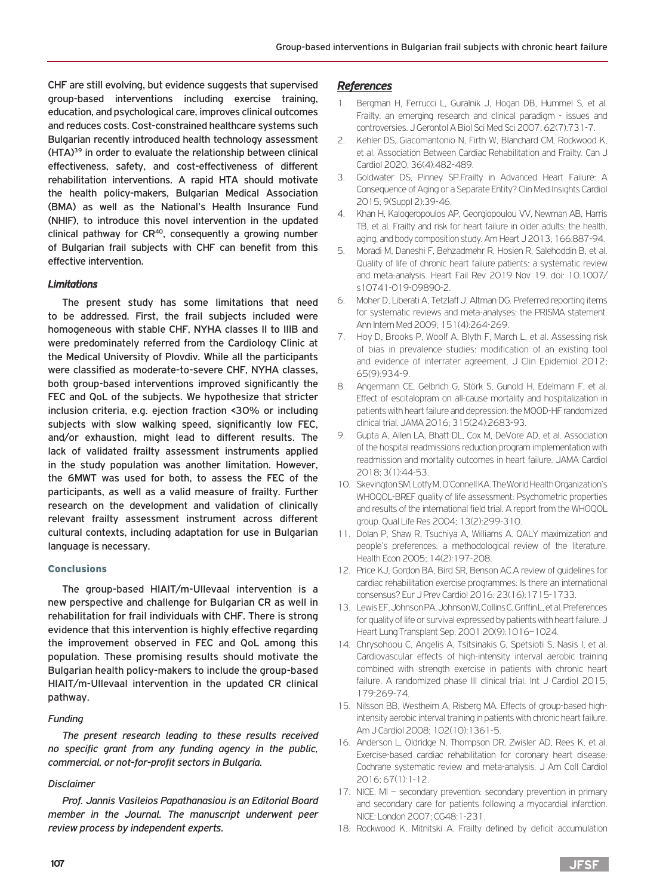CHF are still evolving, but evidence suggests that supervised group-based interventions including exercise training, education, and psychological care, improves clinical outcomes and reduces costs. Cost-constrained healthcare systems such Bulgarian recently introduced health technology assessment (HTA)[39] in order to evaluate the relationship between clinical effectiveness, safety, and cost-effectiveness of different rehabilitation interventions. A rapid HTA should motivate the health policy-makers, Bulgarian Medical Association (BMA) as well as the National's Health Insurance Fund (NHIF), to introduce this novel intervention in the updated clinical pathway for CR[40], consequently a growing number of Bulgarian frail subjects with CHF can benefit from this effective intervention.

### *Limitations*

The present study has some limitations that need to be addressed. First, the frail subjects included were homogeneous with stable CHF, NYHA classes II to IIIB and were predominately referred from the Cardiology Clinic at the Medical University of Plovdiv. While all the participants were classified as moderate-to-severe CHF, NYHA classes, both group-based interventions improved significantly the FEC and QoL of the subjects. We hypothesize that stricter inclusion criteria, e.g. ejection fraction <30% or including subjects with slow walking speed, significantly low FEC, and/or exhaustion, might lead to different results. The lack of validated frailty assessment instruments applied in the study population was another limitation. However, the 6MWT was used for both, to assess the FEC of the participants, as well as a valid measure of frailty. Further research on the development and validation of clinically relevant frailty assessment instrument across different cultural contexts, including adaptation for use in Bulgarian language is necessary.

## Conclusions

The group-based HIAIT/m-Ullevaal intervention is a new perspective and challenge for Bulgarian CR as well in rehabilitation for frail individuals with CHF. There is strong evidence that this intervention is highly effective regarding the improvement observed in FEC and QoL among this population. These promising results should motivate the Bulgarian health policy-makers to include the group-based HIAIT/m-Ullevaal intervention in the updated CR clinical pathway.

### *Funding*

*The present research leading to these results received no specific grant from any funding agency in the public, commercial, or not-for-profit sectors in Bulgaria.*

### *Disclaimer*

*Prof. Jannis Vasileios Papathanasiou is an Editorial Board member in the Journal. The manuscript underwent peer review process by independent experts.*

## *References*

1. Bergman H, Ferrucci L, Guralnik J, Hogan DB, Hummel S, et al. Frailty: an emerging research and clinical paradigm - issues and controversies. J Gerontol A Biol Sci Med Sci 2007; 62(7):731-7.
2. Kehler DS, Giacomantonio N, Firth W, Blanchard CM, Rockwood K, et al. Association Between Cardiac Rehabilitation and Frailty. Can J Cardiol 2020; 36(4):482-489.
3. Goldwater DS, Pinney SP.Frailty in Advanced Heart Failure: A Consequence of Aging or a Separate Entity? Clin Med Insights Cardiol 2015; 9(Suppl 2):39-46.
4. Khan H, Kalogeropoulos AP, Georgiopoulou VV, Newman AB, Harris TB, et al. Frailty and risk for heart failure in older adults: the health, aging, and body composition study. Am Heart J 2013; 166:887-94.
5. Moradi M, Daneshi F, Behzadmehr R, Hosien R, Salehoddin B, et al. Quality of life of chronic heart failure patients: a systematic review and meta-analysis. Heart Fail Rev 2019 Nov 19. doi: 10.1007/s10741-019-09890-2.
6. Moher D, Liberati A, Tetzlaff J, Altman DG. Preferred reporting items for systematic reviews and meta-analyses: the PRISMA statement. Ann Intern Med 2009; 151(4):264-269.
7. Hoy D, Brooks P, Woolf A, Blyth F, March L, et al. Assessing risk of bias in prevalence studies: modification of an existing tool and evidence of interrater agreement. J Clin Epidemiol 2012; 65(9):934-9.
8. Angermann CE, Gelbrich G, Störk S, Gunold H, Edelmann F, et al. Effect of escitalopram on all-cause mortality and hospitalization in patients with heart failure and depression: the MOOD-HF randomized clinical trial. JAMA 2016; 315(24):2683-93.
9. Gupta A, Allen LA, Bhatt DL, Cox M, DeVore AD, et al. Association of the hospital readmissions reduction program implementation with readmission and mortality outcomes in heart failure. JAMA Cardiol 2018; 3(1):44-53.
10. Skevington SM, Lotfy M, O'Connell KA. The World Health Organization's WHOQOL-BREF quality of life assessment: Psychometric properties and results of the international field trial. A report from the WHOQOL group. Qual Life Res 2004; 13(2):299-310.
11. Dolan P, Shaw R, Tsuchiya A, Williams A. QALY maximization and people's preferences: a methodological review of the literature. Health Econ 2005; 14(2):197-208.
12. Price KJ, Gordon BA, Bird SR, Benson AC.A review of guidelines for cardiac rehabilitation exercise programmes: Is there an international consensus? Eur J Prev Cardiol 2016; 23(16):1715-1733.
13. Lewis EF, Johnson PA, Johnson W, Collins C, Griffin L, et al. Preferences for quality of life or survival expressed by patients with heart failure. J Heart Lung Transplant Sep; 2001 20(9):1016–1024.
14. Chrysohoou C, Angelis A, Tsitsinakis G, Spetsioti S, Nasis I, et al. Cardiovascular effects of high-intensity interval aerobic training combined with strength exercise in patients with chronic heart failure. A randomized phase III clinical trial. Int J Cardiol 2015; 179:269-74.
15. Nilsson BB, Westheim A, Risberg MA. Effects of group-based high-intensity aerobic interval training in patients with chronic heart failure. Am J Cardiol 2008; 102(10):1361-5.
16. Anderson L, Oldridge N, Thompson DR, Zwisler AD, Rees K, et al. Exercise-based cardiac rehabilitation for coronary heart disease: Cochrane systematic review and meta-analysis. J Am Coll Cardiol 2016; 67(1):1-12.
17. NICE. MI – secondary prevention: secondary prevention in primary and secondary care for patients following a myocardial infarction. NICE: London 2007; CG48:1-231.
18. Rockwood K, Mitnitski A. Frailty defined by deficit accumulation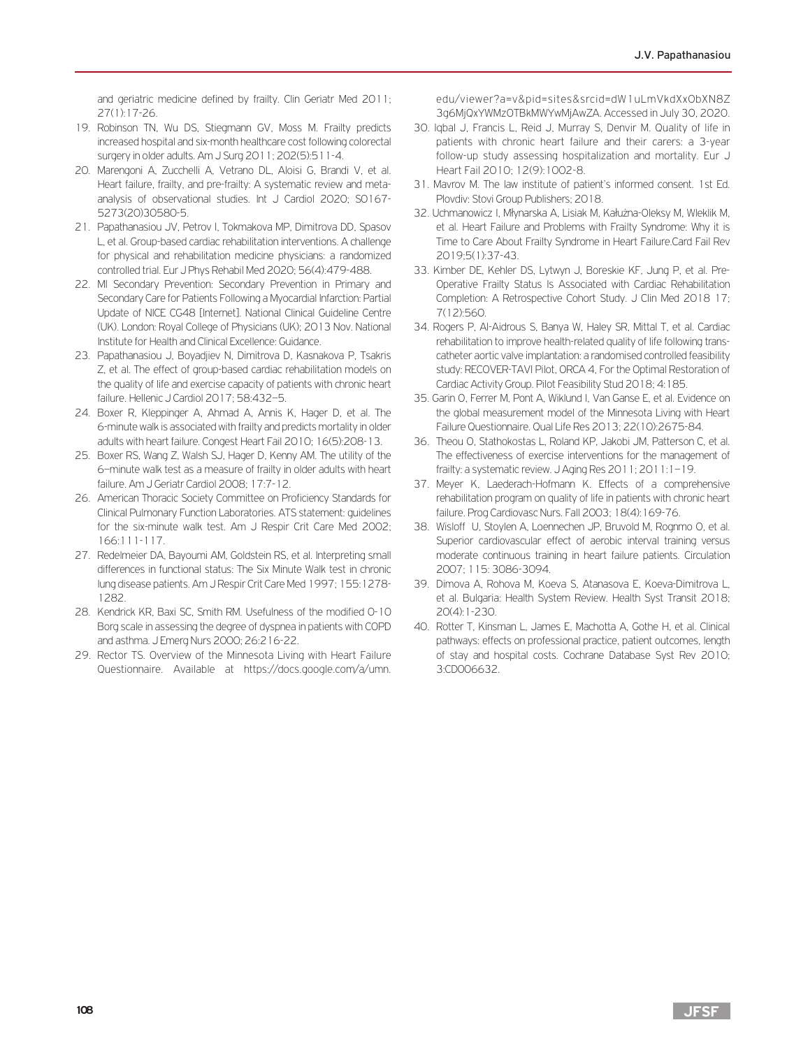and geriatric medicine defined by frailty. Clin Geriatr Med 2011; 27(1):17-26.

19. Robinson TN, Wu DS, Stiegmann GV, Moss M. Frailty predicts increased hospital and six-month healthcare cost following colorectal surgery in older adults. Am J Surg 2011; 202(5):511-4.
20. Marengoni A, Zucchelli A, Vetrano DL, Aloisi G, Brandi V, et al. Heart failure, frailty, and pre-frailty: A systematic review and meta-analysis of observational studies. Int J Cardiol 2020; S0167-5273(20)30580-5.
21. Papathanasiou JV, Petrov I, Tokmakova MP, Dimitrova DD, Spasov L, et al. Group-based cardiac rehabilitation interventions. A challenge for physical and rehabilitation medicine physicians: a randomized controlled trial. Eur J Phys Rehabil Med 2020; 56(4):479-488.
22. MI Secondary Prevention: Secondary Prevention in Primary and Secondary Care for Patients Following a Myocardial Infarction: Partial Update of NICE CG48 [Internet]. National Clinical Guideline Centre (UK). London: Royal College of Physicians (UK); 2013 Nov. National Institute for Health and Clinical Excellence: Guidance.
23. Papathanasiou J, Boyadjiev N, Dimitrova D, Kasnakova P, Tsakris Z, et al. The effect of group-based cardiac rehabilitation models on the quality of life and exercise capacity of patients with chronic heart failure. Hellenic J Cardiol 2017; 58:432–5.
24. Boxer R, Kleppinger A, Ahmad A, Annis K, Hager D, et al. The 6-minute walk is associated with frailty and predicts mortality in older adults with heart failure. Congest Heart Fail 2010; 16(5):208-13.
25. Boxer RS, Wang Z, Walsh SJ, Hager D, Kenny AM. The utility of the 6–minute walk test as a measure of frailty in older adults with heart failure. Am J Geriatr Cardiol 2008; 17:7-12.
26. American Thoracic Society Committee on Proficiency Standards for Clinical Pulmonary Function Laboratories. ATS statement: guidelines for the six-minute walk test. Am J Respir Crit Care Med 2002; 166:111-117.
27. Redelmeier DA, Bayoumi AM, Goldstein RS, et al. Interpreting small differences in functional status: The Six Minute Walk test in chronic lung disease patients. Am J Respir Crit Care Med 1997; 155:1278-1282.
28. Kendrick KR, Baxi SC, Smith RM. Usefulness of the modified 0-10 Borg scale in assessing the degree of dyspnea in patients with COPD and asthma. J Emerg Nurs 2000; 26:216-22.
29. Rector TS. Overview of the Minnesota Living with Heart Failure Questionnaire. Available at https://docs.google.com/a/umn.edu/viewer?a=v&pid=sites&srcid=dW1uLmVkdXxObXN8Z3g6MjQxYWMzOTBkMWYwMjAwZA. Accessed in July 30, 2020.
30. Iqbal J, Francis L, Reid J, Murray S, Denvir M. Quality of life in patients with chronic heart failure and their carers: a 3-year follow-up study assessing hospitalization and mortality. Eur J Heart Fail 2010; 12(9):1002-8.
31. Mavrov M. The law institute of patient's informed consent. 1st Ed. Plovdiv: Stovi Group Publishers; 2018.
32. Uchmanowicz I, Młynarska A, Lisiak M, Kałużna-Oleksy M, Wleklik M, et al. Heart Failure and Problems with Frailty Syndrome: Why it is Time to Care About Frailty Syndrome in Heart Failure.Card Fail Rev 2019;5(1):37-43.
33. Kimber DE, Kehler DS, Lytwyn J, Boreskie KF, Jung P, et al. Pre-Operative Frailty Status Is Associated with Cardiac Rehabilitation Completion: A Retrospective Cohort Study. J Clin Med 2018 17; 7(12):560.
34. Rogers P, Al-Aidrous S, Banya W, Haley SR, Mittal T, et al. Cardiac rehabilitation to improve health-related quality of life following trans-catheter aortic valve implantation: a randomised controlled feasibility study: RECOVER-TAVI Pilot, ORCA 4, For the Optimal Restoration of Cardiac Activity Group. Pilot Feasibility Stud 2018; 4:185.
35. Garin O, Ferrer M, Pont A, Wiklund I, Van Ganse E, et al. Evidence on the global measurement model of the Minnesota Living with Heart Failure Questionnaire. Qual Life Res 2013; 22(10):2675-84.
36. Theou O, Stathokostas L, Roland KP, Jakobi JM, Patterson C, et al. The effectiveness of exercise interventions for the management of frailty: a systematic review. J Aging Res 2011; 2011:1–19.
37. Meyer K, Laederach-Hofmann K. Effects of a comprehensive rehabilitation program on quality of life in patients with chronic heart failure. Prog Cardiovasc Nurs. Fall 2003; 18(4):169-76.
38. Wisloff U, Stoylen A, Loennechen JP, Bruvold M, Rognmo O, et al. Superior cardiovascular effect of aerobic interval training versus moderate continuous training in heart failure patients. Circulation 2007; 115: 3086-3094.
39. Dimova A, Rohova M, Koeva S, Atanasova E, Koeva-Dimitrova L, et al. Bulgaria: Health System Review. Health Syst Transit 2018; 20(4):1-230.
40. Rotter T, Kinsman L, James E, Machotta A, Gothe H, et al. Clinical pathways: effects on professional practice, patient outcomes, length of stay and hospital costs. Cochrane Database Syst Rev 2010; 3:CD006632.